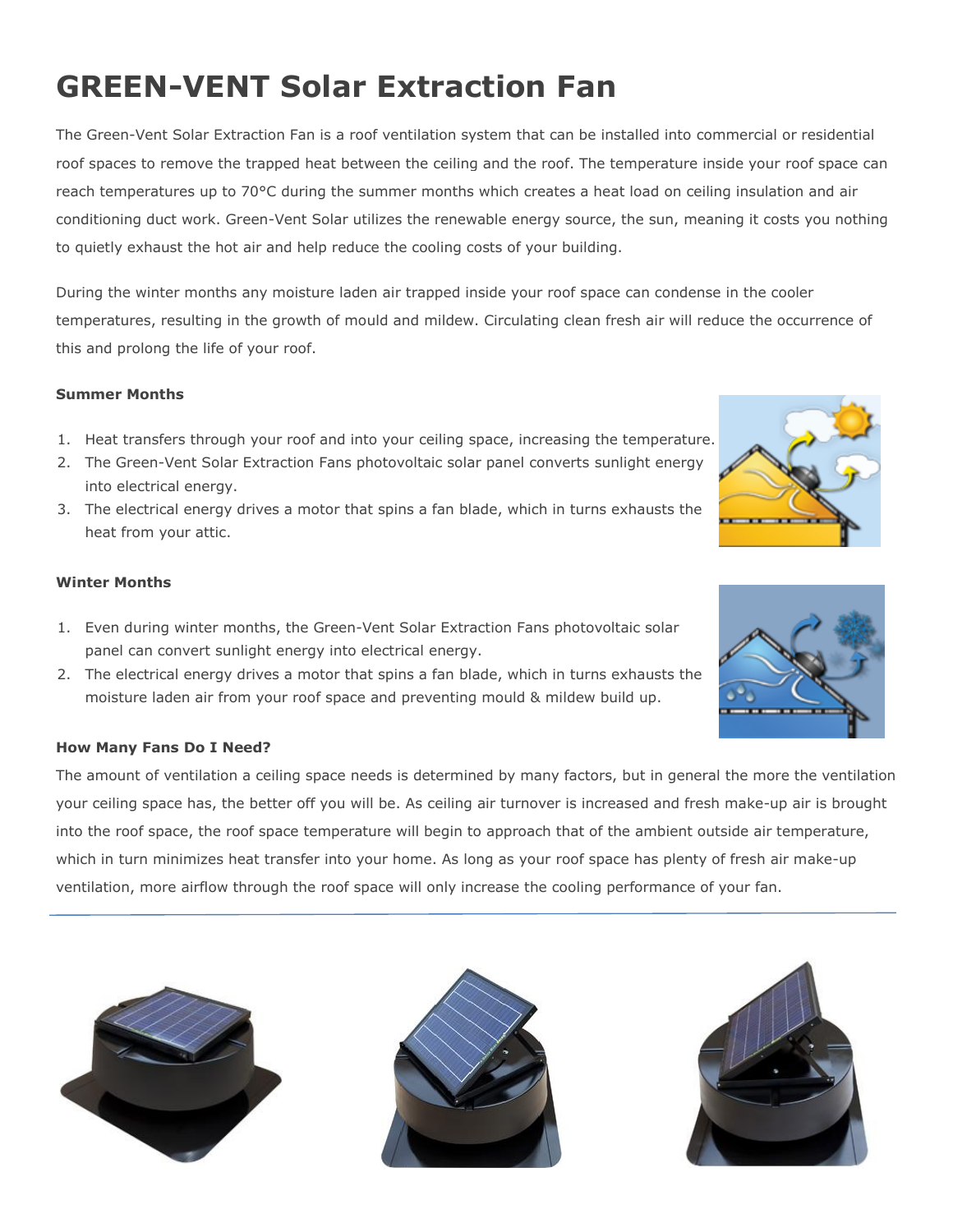# GREEN-VENT Solar Extraction Fan

The Green-Vent Solar Extraction Fan is a roof ventilation system that can be installed into commercial or residential roof spaces to remove the trapped heat between the ceiling and the roof. The temperature inside your roof space can reach temperatures up to 70°C during the summer months which creates a heat load on ceiling insulation and air conditioning duct work. Green-Vent Solar utilizes the renewable energy source, the sun, meaning it costs you nothing to quietly exhaust the hot air and help reduce the cooling costs of your building.

During the winter months any moisture laden air trapped inside your roof space can condense in the cooler temperatures, resulting in the growth of mould and mildew. Circulating clean fresh air will reduce the occurrence of this and prolong the life of your roof.

**Summer Months**

1. Heat transfers through your roof and into your ceiling space, increasing the temperature.
2. The Green-Vent Solar Extraction Fans photovoltaic solar panel converts sunlight energy into electrical energy.
3. The electrical energy drives a motor that spins a fan blade, which in turns exhausts the heat from your attic.

**Winter Months**

1. Even during winter months, the Green-Vent Solar Extraction Fans photovoltaic solar panel can convert sunlight energy into electrical energy.
2. The electrical energy drives a motor that spins a fan blade, which in turns exhausts the moisture laden air from your roof space and preventing mould & mildew build up.

**How Many Fans Do I Need?**

The amount of ventilation a ceiling space needs is determined by many factors, but in general the more the ventilation your ceiling space has, the better off you will be. As ceiling air turnover is increased and fresh make-up air is brought into the roof space, the roof space temperature will begin to approach that of the ambient outside air temperature, which in turn minimizes heat transfer into your home. As long as your roof space has plenty of fresh air make-up ventilation, more airflow through the roof space will only increase the cooling performance of your fan.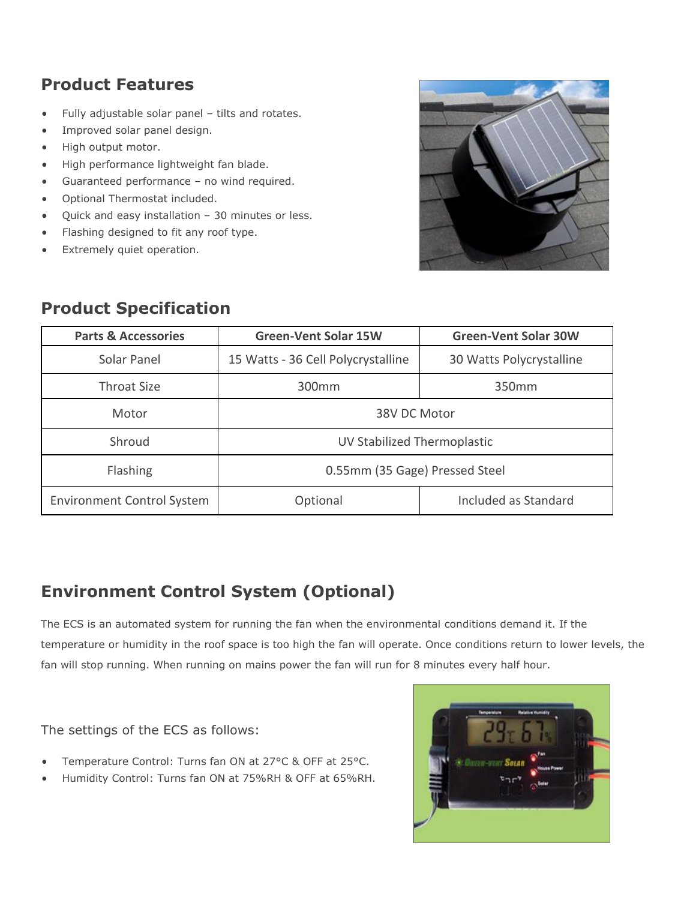## Product Features

- Fully adjustable solar panel – tilts and rotates.
- Improved solar panel design.
- High output motor.
- High performance lightweight fan blade.
- Guaranteed performance – no wind required.
- Optional Thermostat included.
- Quick and easy installation – 30 minutes or less.
- Flashing designed to fit any roof type.
- Extremely quiet operation.

## Product Specification

| Parts & Accessories | Green-Vent Solar 15W | Green-Vent Solar 30W |
|---|---|---|
| Solar Panel | 15 Watts - 36 Cell Polycrystalline | 30 Watts Polycrystalline |
| Throat Size | 300mm | 350mm |
| Motor | 38V DC Motor | |
| Shroud | UV Stabilized Thermoplastic | |
| Flashing | 0.55mm (35 Gage) Pressed Steel | |
| Environment Control System | Optional | Included as Standard |

## Environment Control System (Optional)

The ECS is an automated system for running the fan when the environmental conditions demand it. If the temperature or humidity in the roof space is too high the fan will operate. Once conditions return to lower levels, the fan will stop running. When running on mains power the fan will run for 8 minutes every half hour.

The settings of the ECS as follows:

- Temperature Control: Turns fan ON at 27°C & OFF at 25°C.
- Humidity Control: Turns fan ON at 75%RH & OFF at 65%RH.